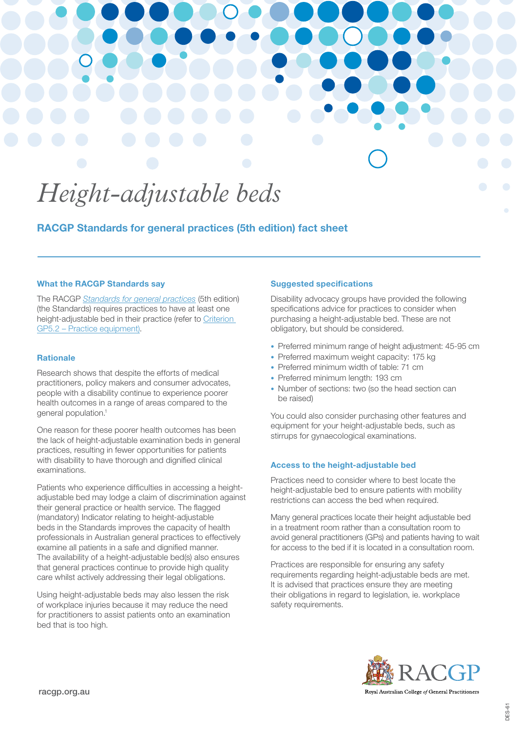# Height-adjustable beds

## RACGP Standards for general practices (5th edition) fact sheet

### What the RACGP Standards say

The RACGP *Standards for general practices* (5th edition) (the Standards) requires practices to have at least one height-adjustable bed in their practice (refer to Criterion GP5.2 – Practice equipment).

### Rationale

Research shows that despite the efforts of medical practitioners, policy makers and consumer advocates, people with a disability continue to experience poorer health outcomes in a range of areas compared to the general population.[1]

One reason for these poorer health outcomes has been the lack of height-adjustable examination beds in general practices, resulting in fewer opportunities for patients with disability to have thorough and dignified clinical examinations.

Patients who experience difficulties in accessing a height-adjustable bed may lodge a claim of discrimination against their general practice or health service. The flagged (mandatory) Indicator relating to height-adjustable beds in the Standards improves the capacity of health professionals in Australian general practices to effectively examine all patients in a safe and dignified manner. The availability of a height-adjustable bed(s) also ensures that general practices continue to provide high quality care whilst actively addressing their legal obligations.

Using height-adjustable beds may also lessen the risk of workplace injuries because it may reduce the need for practitioners to assist patients onto an examination bed that is too high.

### Suggested specifications

Disability advocacy groups have provided the following specifications advice for practices to consider when purchasing a height-adjustable bed. These are not obligatory, but should be considered.

- Preferred minimum range of height adjustment: 45-95 cm
- Preferred maximum weight capacity: 175 kg
- Preferred minimum width of table: 71 cm
- Preferred minimum length: 193 cm
- Number of sections: two (so the head section can be raised)

You could also consider purchasing other features and equipment for your height-adjustable beds, such as stirrups for gynaecological examinations.

### Access to the height-adjustable bed

Practices need to consider where to best locate the height-adjustable bed to ensure patients with mobility restrictions can access the bed when required.

Many general practices locate their height adjustable bed in a treatment room rather than a consultation room to avoid general practitioners (GPs) and patients having to wait for access to the bed if it is located in a consultation room.

Practices are responsible for ensuring any safety requirements regarding height-adjustable beds are met. It is advised that practices ensure they are meeting their obligations in regard to legislation, ie. workplace safety requirements.

racgp.org.au

RACGP
Royal Australian College *of* General Practitioners

DES-61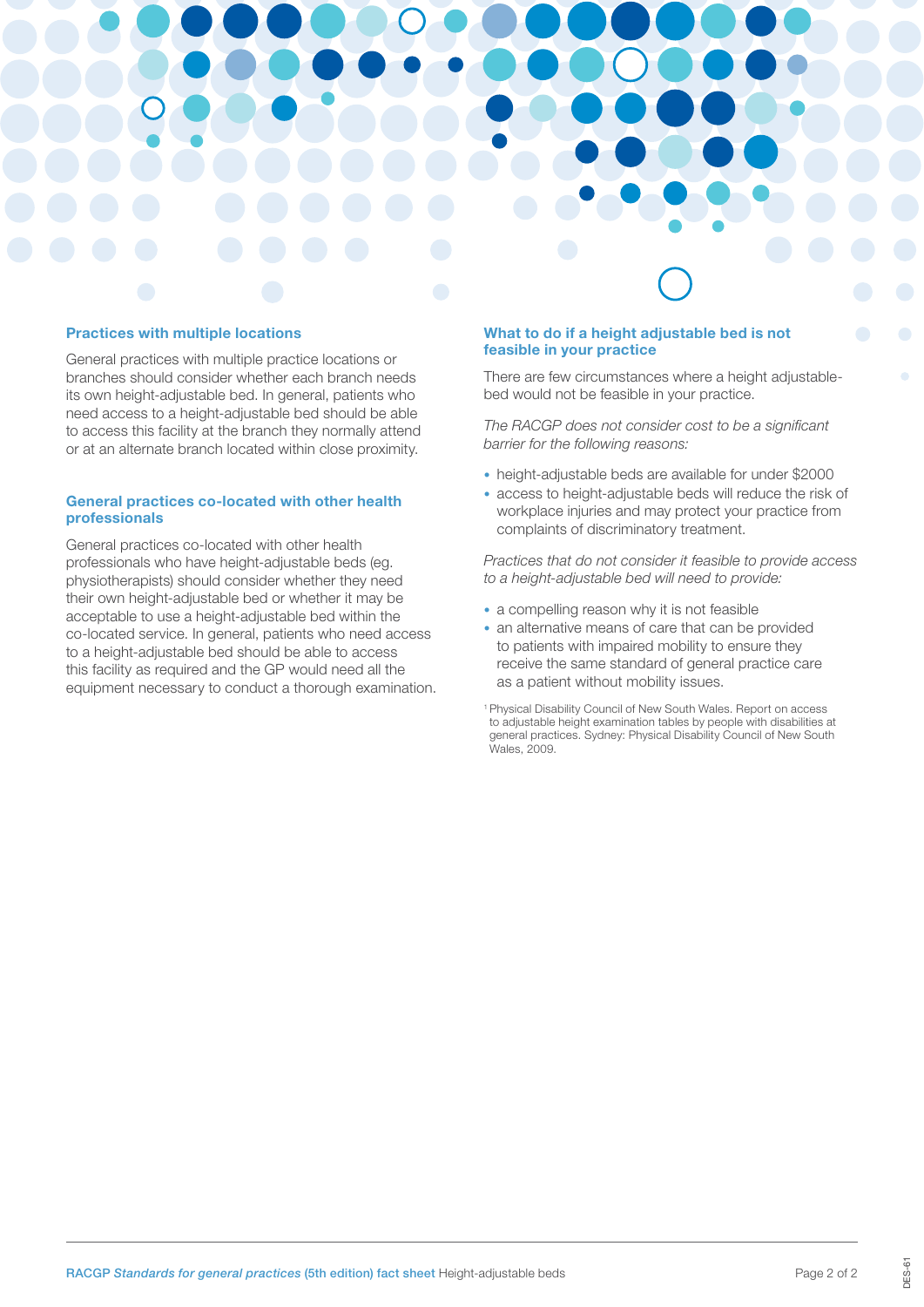## Practices with multiple locations

General practices with multiple practice locations or branches should consider whether each branch needs its own height-adjustable bed. In general, patients who need access to a height-adjustable bed should be able to access this facility at the branch they normally attend or at an alternate branch located within close proximity.

## General practices co-located with other health professionals

General practices co-located with other health professionals who have height-adjustable beds (eg. physiotherapists) should consider whether they need their own height-adjustable bed or whether it may be acceptable to use a height-adjustable bed within the co-located service. In general, patients who need access to a height-adjustable bed should be able to access this facility as required and the GP would need all the equipment necessary to conduct a thorough examination.

## What to do if a height adjustable bed is not feasible in your practice

There are few circumstances where a height adjustable-bed would not be feasible in your practice.

*The RACGP does not consider cost to be a significant barrier for the following reasons:*

- height-adjustable beds are available for under $2000
- access to height-adjustable beds will reduce the risk of workplace injuries and may protect your practice from complaints of discriminatory treatment.

*Practices that do not consider it feasible to provide access to a height-adjustable bed will need to provide:*

- a compelling reason why it is not feasible
- an alternative means of care that can be provided to patients with impaired mobility to ensure they receive the same standard of general practice care as a patient without mobility issues.

[1] Physical Disability Council of New South Wales. Report on access to adjustable height examination tables by people with disabilities at general practices. Sydney: Physical Disability Council of New South Wales, 2009.